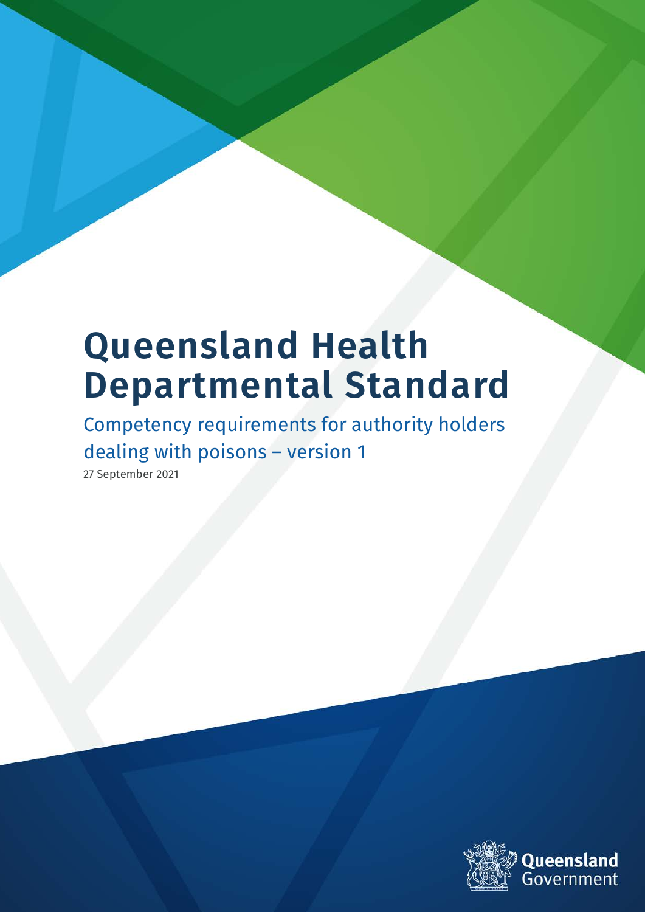# Queensland Health Departmental Standard

## Competency requirements for authority holders dealing with poisons – version 1

27 September 2021

Queensland Government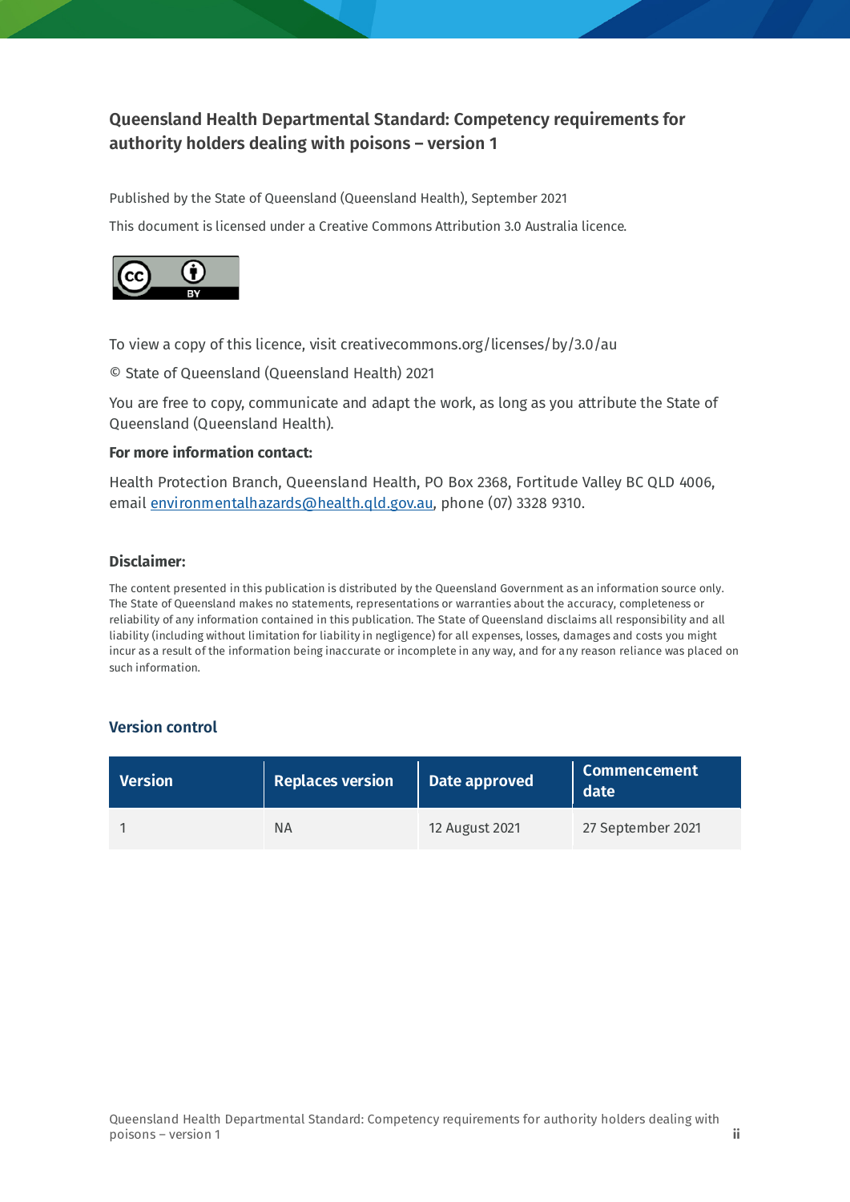**Queensland Health Departmental Standard: Competency requirements for authority holders dealing with poisons – version 1**

Published by the State of Queensland (Queensland Health), September 2021

This document is licensed under a Creative Commons Attribution 3.0 Australia licence.

To view a copy of this licence, visit creativecommons.org/licenses/by/3.0/au

© State of Queensland (Queensland Health) 2021

You are free to copy, communicate and adapt the work, as long as you attribute the State of Queensland (Queensland Health).

**For more information contact:**

Health Protection Branch, Queensland Health, PO Box 2368, Fortitude Valley BC QLD 4006, email environmentalhazards@health.qld.gov.au, phone (07) 3328 9310.

**Disclaimer:**

The content presented in this publication is distributed by the Queensland Government as an information source only. The State of Queensland makes no statements, representations or warranties about the accuracy, completeness or reliability of any information contained in this publication. The State of Queensland disclaims all responsibility and all liability (including without limitation for liability in negligence) for all expenses, losses, damages and costs you might incur as a result of the information being inaccurate or incomplete in any way, and for any reason reliance was placed on such information.

## Version control

| Version | Replaces version | Date approved | Commencement date |
|---|---|---|---|
| 1 | NA | 12 August 2021 | 27 September 2021 |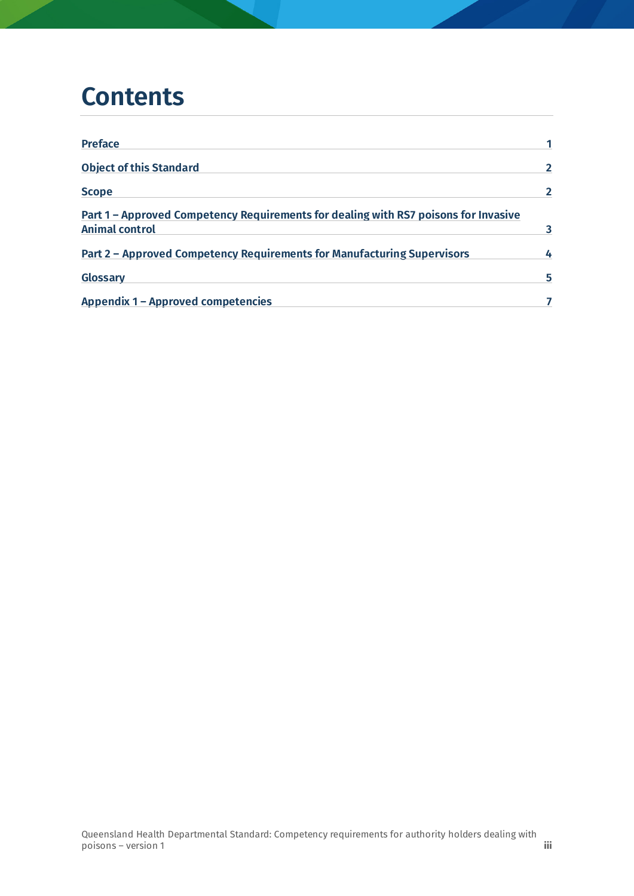# Contents

| | |
|---|---|
| Preface | 1 |
| Object of this Standard | 2 |
| Scope | 2 |
| Part 1 – Approved Competency Requirements for dealing with RS7 poisons for Invasive Animal control | 3 |
| Part 2 – Approved Competency Requirements for Manufacturing Supervisors | 4 |
| Glossary | 5 |
| Appendix 1 – Approved competencies | 7 |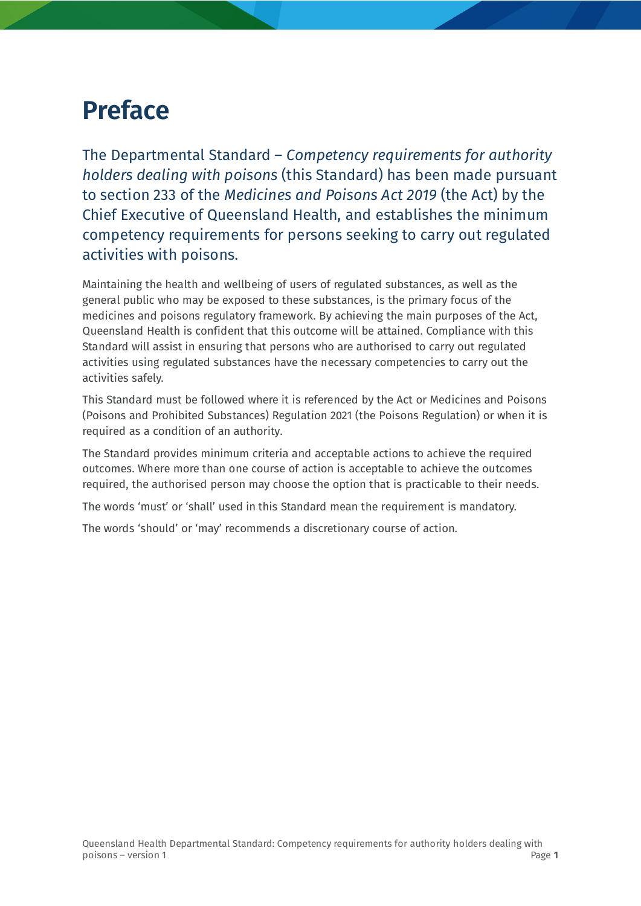# Preface

The Departmental Standard – *Competency requirements for authority holders dealing with poisons* (this Standard) has been made pursuant to section 233 of the *Medicines and Poisons Act 2019* (the Act) by the Chief Executive of Queensland Health, and establishes the minimum competency requirements for persons seeking to carry out regulated activities with poisons.

Maintaining the health and wellbeing of users of regulated substances, as well as the general public who may be exposed to these substances, is the primary focus of the medicines and poisons regulatory framework. By achieving the main purposes of the Act, Queensland Health is confident that this outcome will be attained. Compliance with this Standard will assist in ensuring that persons who are authorised to carry out regulated activities using regulated substances have the necessary competencies to carry out the activities safely.

This Standard must be followed where it is referenced by the Act or Medicines and Poisons (Poisons and Prohibited Substances) Regulation 2021 (the Poisons Regulation) or when it is required as a condition of an authority.

The Standard provides minimum criteria and acceptable actions to achieve the required outcomes. Where more than one course of action is acceptable to achieve the outcomes required, the authorised person may choose the option that is practicable to their needs.

The words 'must' or 'shall' used in this Standard mean the requirement is mandatory.

The words 'should' or 'may' recommends a discretionary course of action.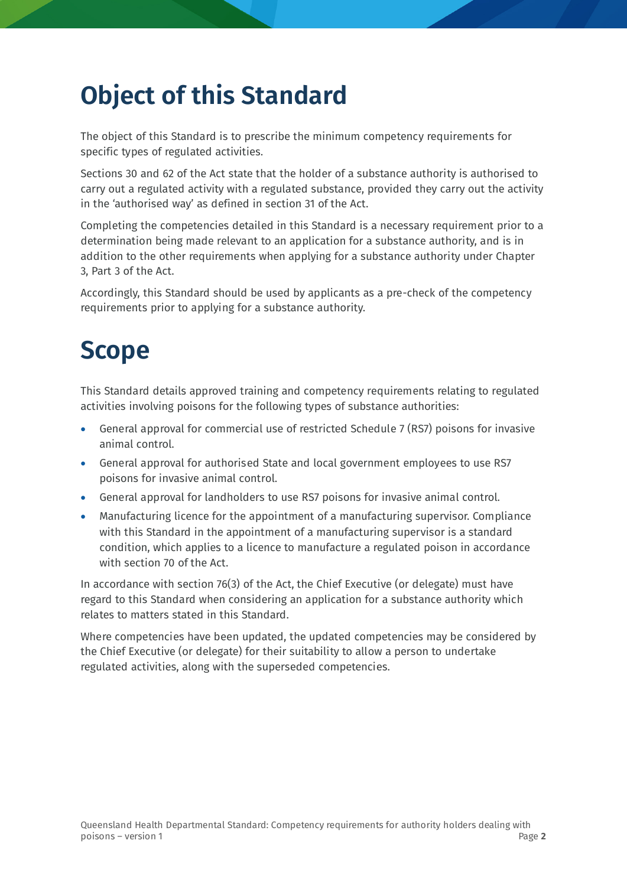# Object of this Standard

The object of this Standard is to prescribe the minimum competency requirements for specific types of regulated activities.

Sections 30 and 62 of the Act state that the holder of a substance authority is authorised to carry out a regulated activity with a regulated substance, provided they carry out the activity in the 'authorised way' as defined in section 31 of the Act.

Completing the competencies detailed in this Standard is a necessary requirement prior to a determination being made relevant to an application for a substance authority, and is in addition to the other requirements when applying for a substance authority under Chapter 3, Part 3 of the Act.

Accordingly, this Standard should be used by applicants as a pre-check of the competency requirements prior to applying for a substance authority.

# Scope

This Standard details approved training and competency requirements relating to regulated activities involving poisons for the following types of substance authorities:

- General approval for commercial use of restricted Schedule 7 (RS7) poisons for invasive animal control.
- General approval for authorised State and local government employees to use RS7 poisons for invasive animal control.
- General approval for landholders to use RS7 poisons for invasive animal control.
- Manufacturing licence for the appointment of a manufacturing supervisor. Compliance with this Standard in the appointment of a manufacturing supervisor is a standard condition, which applies to a licence to manufacture a regulated poison in accordance with section 70 of the Act.

In accordance with section 76(3) of the Act, the Chief Executive (or delegate) must have regard to this Standard when considering an application for a substance authority which relates to matters stated in this Standard.

Where competencies have been updated, the updated competencies may be considered by the Chief Executive (or delegate) for their suitability to allow a person to undertake regulated activities, along with the superseded competencies.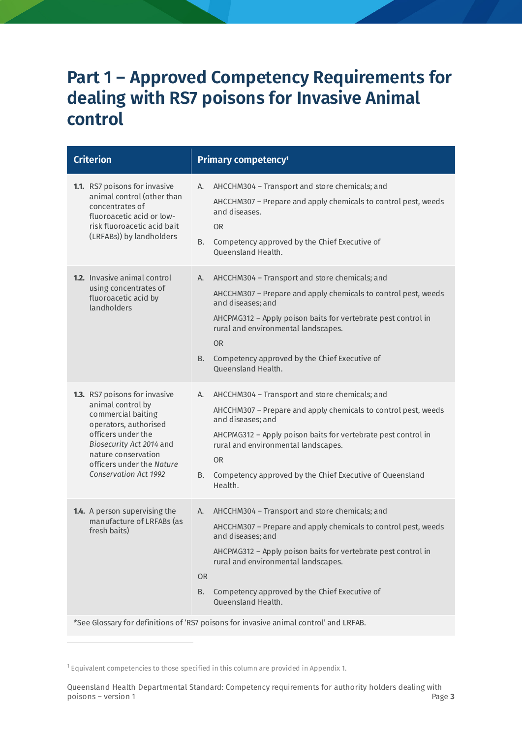# Part 1 – Approved Competency Requirements for dealing with RS7 poisons for Invasive Animal control

| Criterion | Primary competency[1] |
|---|---|
| **1.1.** RS7 poisons for invasive animal control (other than concentrates of fluoroacetic acid or low-risk fluoroacetic acid bait (LRFABs)) by landholders | A. AHCCHM304 – Transport and store chemicals; and<br>AHCCHM307 – Prepare and apply chemicals to control pest, weeds and diseases.<br>OR<br>B. Competency approved by the Chief Executive of Queensland Health. |
| **1.2.** Invasive animal control using concentrates of fluoroacetic acid by landholders | A. AHCCHM304 – Transport and store chemicals; and<br>AHCCHM307 – Prepare and apply chemicals to control pest, weeds and diseases; and<br>AHCPMG312 – Apply poison baits for vertebrate pest control in rural and environmental landscapes.<br>OR<br>B. Competency approved by the Chief Executive of Queensland Health. |
| **1.3.** RS7 poisons for invasive animal control by commercial baiting operators, authorised officers under the *Biosecurity Act 2014* and nature conservation officers under the *Nature Conservation Act 1992* | A. AHCCHM304 – Transport and store chemicals; and<br>AHCCHM307 – Prepare and apply chemicals to control pest, weeds and diseases; and<br>AHCPMG312 – Apply poison baits for vertebrate pest control in rural and environmental landscapes.<br>OR<br>B. Competency approved by the Chief Executive of Queensland Health. |
| **1.4.** A person supervising the manufacture of LRFABs (as fresh baits) | A. AHCCHM304 – Transport and store chemicals; and<br>AHCCHM307 – Prepare and apply chemicals to control pest, weeds and diseases; and<br>AHCPMG312 – Apply poison baits for vertebrate pest control in rural and environmental landscapes.<br>OR<br>B. Competency approved by the Chief Executive of Queensland Health. |

*See Glossary for definitions of 'RS7 poisons for invasive animal control' and LRFAB.

[1] Equivalent competencies to those specified in this column are provided in Appendix 1.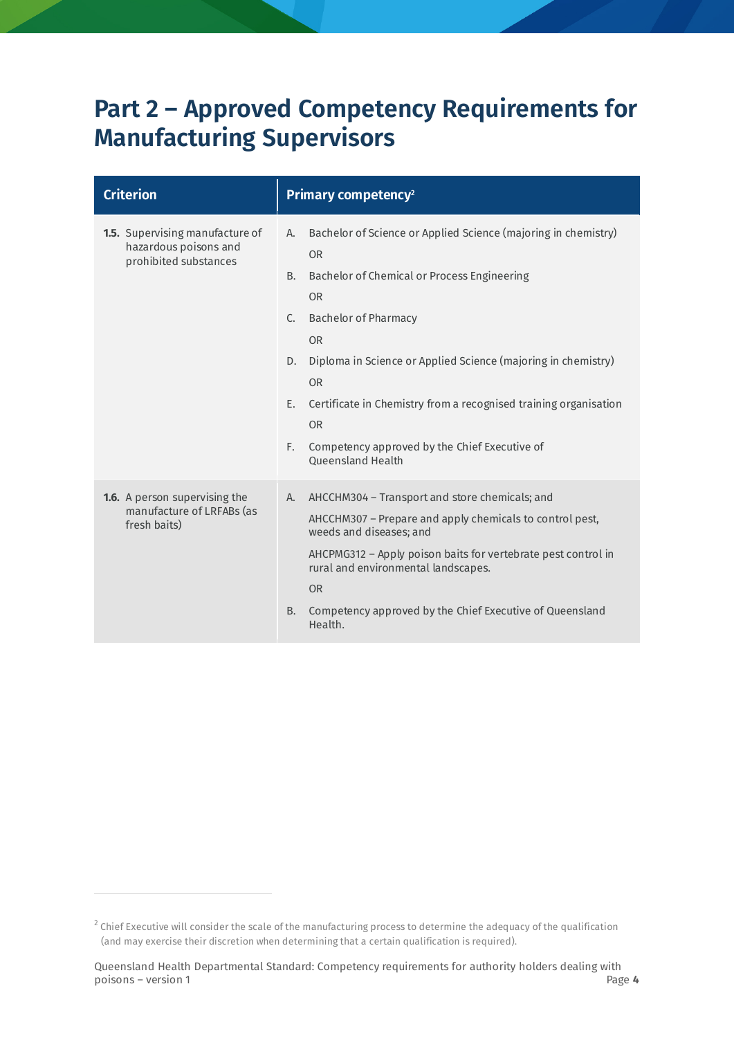# Part 2 – Approved Competency Requirements for Manufacturing Supervisors

| Criterion | Primary competency[2] |
| --- | --- |
| **1.5.** Supervising manufacture of hazardous poisons and prohibited substances | A. Bachelor of Science or Applied Science (majoring in chemistry)<br>OR<br>B. Bachelor of Chemical or Process Engineering<br>OR<br>C. Bachelor of Pharmacy<br>OR<br>D. Diploma in Science or Applied Science (majoring in chemistry)<br>OR<br>E. Certificate in Chemistry from a recognised training organisation<br>OR<br>F. Competency approved by the Chief Executive of Queensland Health |
| **1.6.** A person supervising the manufacture of LRFABs (as fresh baits) | A. AHCCHM304 – Transport and store chemicals; and<br>AHCCHM307 – Prepare and apply chemicals to control pest, weeds and diseases; and<br>AHCPMG312 – Apply poison baits for vertebrate pest control in rural and environmental landscapes.<br>OR<br>B. Competency approved by the Chief Executive of Queensland Health. |

[2] Chief Executive will consider the scale of the manufacturing process to determine the adequacy of the qualification (and may exercise their discretion when determining that a certain qualification is required).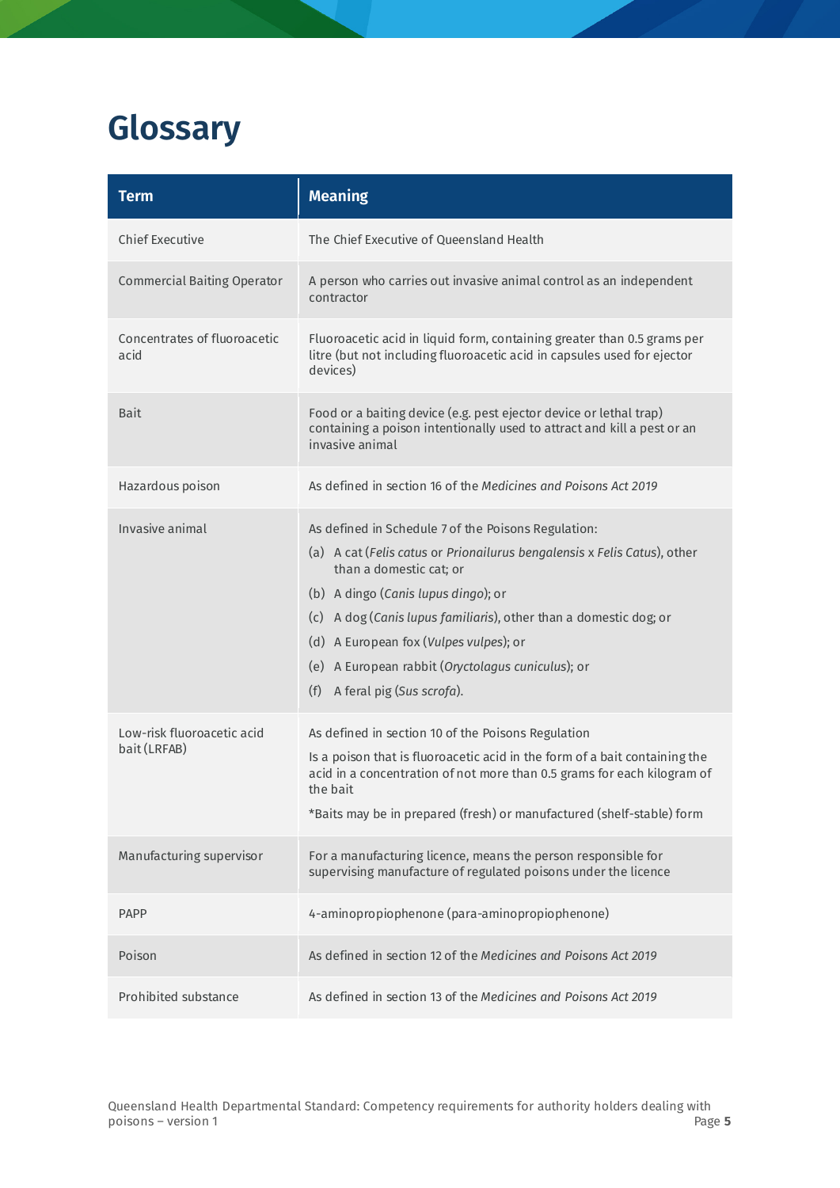# Glossary

| Term | Meaning |
|---|---|
| Chief Executive | The Chief Executive of Queensland Health |
| Commercial Baiting Operator | A person who carries out invasive animal control as an independent contractor |
| Concentrates of fluoroacetic acid | Fluoroacetic acid in liquid form, containing greater than 0.5 grams per litre (but not including fluoroacetic acid in capsules used for ejector devices) |
| Bait | Food or a baiting device (e.g. pest ejector device or lethal trap) containing a poison intentionally used to attract and kill a pest or an invasive animal |
| Hazardous poison | As defined in section 16 of the *Medicines and Poisons Act 2019* |
| Invasive animal | As defined in Schedule 7 of the Poisons Regulation:<br>(a) A cat (*Felis catus* or *Prionailurus bengalensis* x *Felis Catus*), other than a domestic cat; or<br>(b) A dingo (*Canis lupus dingo*); or<br>(c) A dog (*Canis lupus familiaris*), other than a domestic dog; or<br>(d) A European fox (*Vulpes vulpes*); or<br>(e) A European rabbit (*Oryctolagus cuniculus*); or<br>(f) A feral pig (*Sus scrofa*). |
| Low-risk fluoroacetic acid bait (LRFAB) | As defined in section 10 of the Poisons Regulation<br>Is a poison that is fluoroacetic acid in the form of a bait containing the acid in a concentration of not more than 0.5 grams for each kilogram of the bait<br>*Baits may be in prepared (fresh) or manufactured (shelf-stable) form |
| Manufacturing supervisor | For a manufacturing licence, means the person responsible for supervising manufacture of regulated poisons under the licence |
| PAPP | 4-aminopropiophenone (para-aminopropiophenone) |
| Poison | As defined in section 12 of the *Medicines and Poisons Act 2019* |
| Prohibited substance | As defined in section 13 of the *Medicines and Poisons Act 2019* |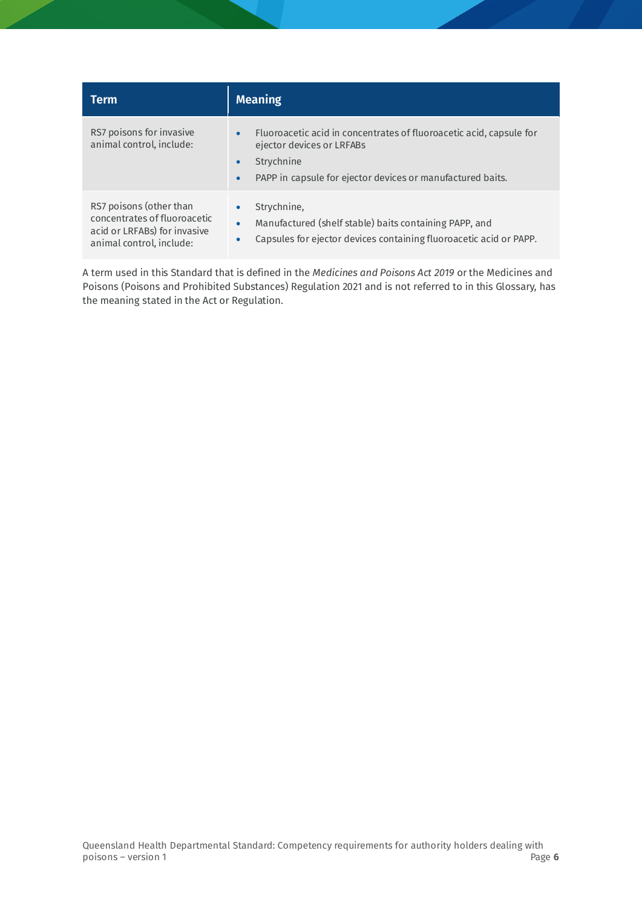| Term | Meaning |
|---|---|
| RS7 poisons for invasive animal control, include: | • Fluoroacetic acid in concentrates of fluoroacetic acid, capsule for ejector devices or LRFABs<br>• Strychnine<br>• PAPP in capsule for ejector devices or manufactured baits. |
| RS7 poisons (other than concentrates of fluoroacetic acid or LRFABs) for invasive animal control, include: | • Strychnine,<br>• Manufactured (shelf stable) baits containing PAPP, and<br>• Capsules for ejector devices containing fluoroacetic acid or PAPP. |

A term used in this Standard that is defined in the *Medicines and Poisons Act 2019* or the Medicines and Poisons (Poisons and Prohibited Substances) Regulation 2021 and is not referred to in this Glossary, has the meaning stated in the Act or Regulation.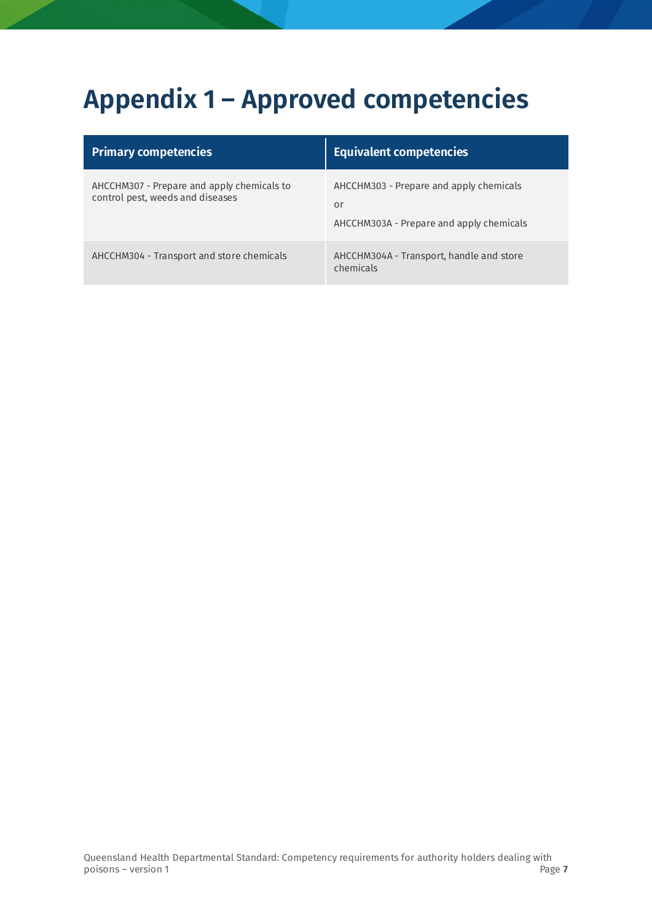# Appendix 1 – Approved competencies

| Primary competencies | Equivalent competencies |
| --- | --- |
| AHCCHM307 - Prepare and apply chemicals to control pest, weeds and diseases | AHCCHM303 - Prepare and apply chemicals<br><br>or<br><br>AHCCHM303A - Prepare and apply chemicals |
| AHCCHM304 - Transport and store chemicals | AHCCHM304A - Transport, handle and store chemicals |